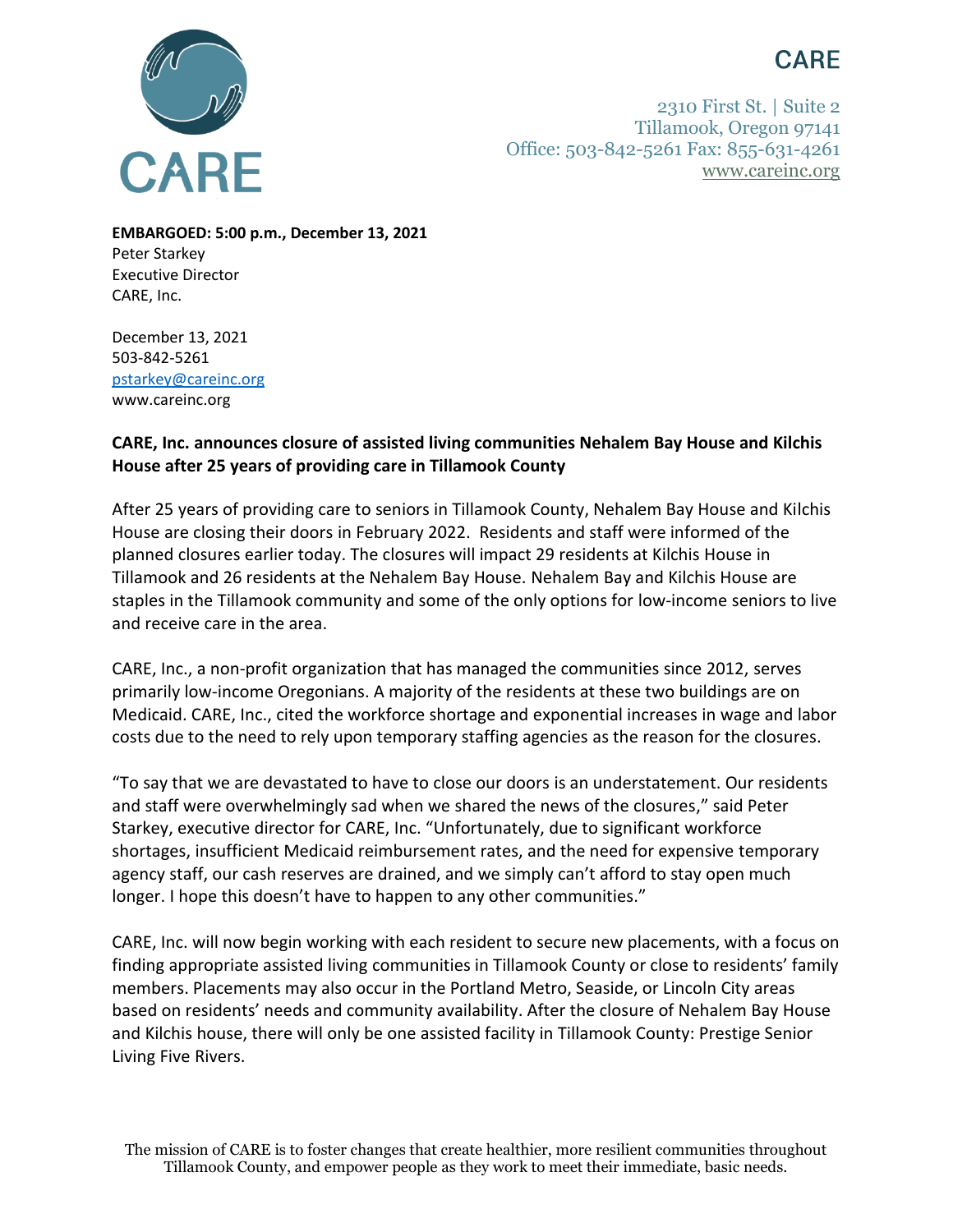CARE

2310 First St. | Suite 2
Tillamook, Oregon 97141
Office: 503-842-5261 Fax: 855-631-4261
www.careinc.org

**EMBARGOED: 5:00 p.m., December 13, 2021**
Peter Starkey
Executive Director
CARE, Inc.

December 13, 2021
503-842-5261
pstarkey@careinc.org
www.careinc.org

**CARE, Inc. announces closure of assisted living communities Nehalem Bay House and Kilchis House after 25 years of providing care in Tillamook County**

After 25 years of providing care to seniors in Tillamook County, Nehalem Bay House and Kilchis House are closing their doors in February 2022. Residents and staff were informed of the planned closures earlier today. The closures will impact 29 residents at Kilchis House in Tillamook and 26 residents at the Nehalem Bay House. Nehalem Bay and Kilchis House are staples in the Tillamook community and some of the only options for low-income seniors to live and receive care in the area.

CARE, Inc., a non-profit organization that has managed the communities since 2012, serves primarily low-income Oregonians. A majority of the residents at these two buildings are on Medicaid. CARE, Inc., cited the workforce shortage and exponential increases in wage and labor costs due to the need to rely upon temporary staffing agencies as the reason for the closures.

"To say that we are devastated to have to close our doors is an understatement. Our residents and staff were overwhelmingly sad when we shared the news of the closures," said Peter Starkey, executive director for CARE, Inc. "Unfortunately, due to significant workforce shortages, insufficient Medicaid reimbursement rates, and the need for expensive temporary agency staff, our cash reserves are drained, and we simply can't afford to stay open much longer. I hope this doesn't have to happen to any other communities."

CARE, Inc. will now begin working with each resident to secure new placements, with a focus on finding appropriate assisted living communities in Tillamook County or close to residents' family members. Placements may also occur in the Portland Metro, Seaside, or Lincoln City areas based on residents' needs and community availability. After the closure of Nehalem Bay House and Kilchis house, there will only be one assisted facility in Tillamook County: Prestige Senior Living Five Rivers.

The mission of CARE is to foster changes that create healthier, more resilient communities throughout Tillamook County, and empower people as they work to meet their immediate, basic needs.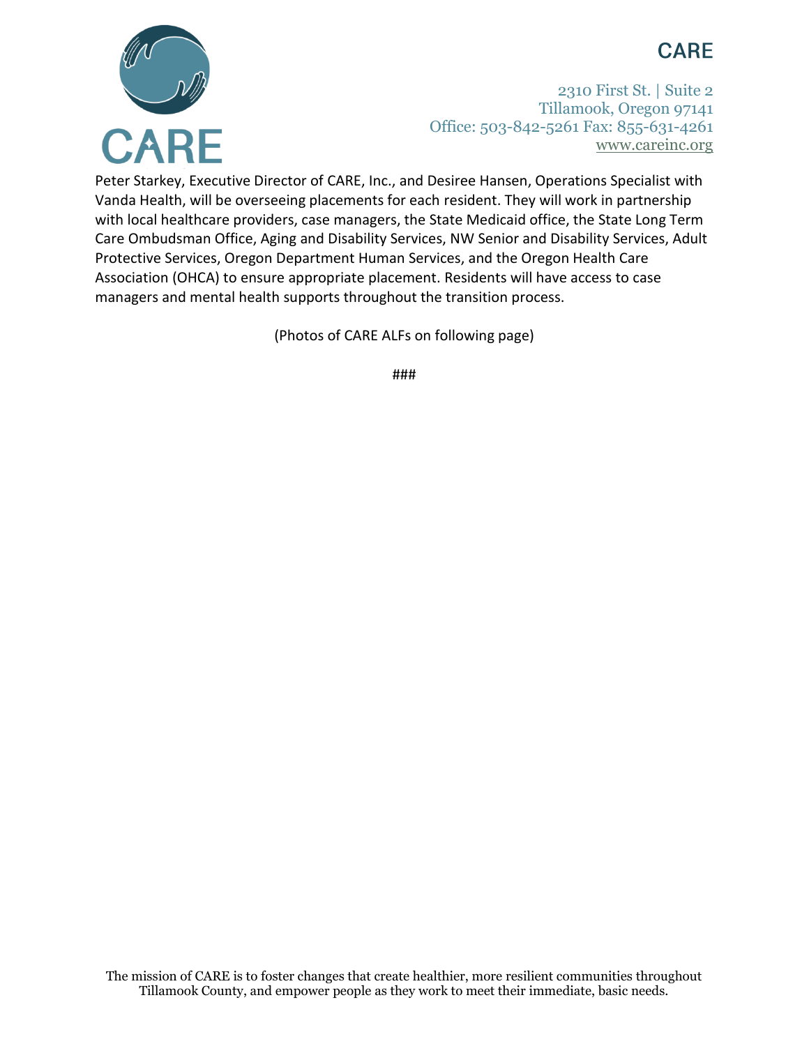Peter Starkey, Executive Director of CARE, Inc., and Desiree Hansen, Operations Specialist with Vanda Health, will be overseeing placements for each resident. They will work in partnership with local healthcare providers, case managers, the State Medicaid office, the State Long Term Care Ombudsman Office, Aging and Disability Services, NW Senior and Disability Services, Adult Protective Services, Oregon Department Human Services, and the Oregon Health Care Association (OHCA) to ensure appropriate placement. Residents will have access to case managers and mental health supports throughout the transition process.

(Photos of CARE ALFs on following page)

###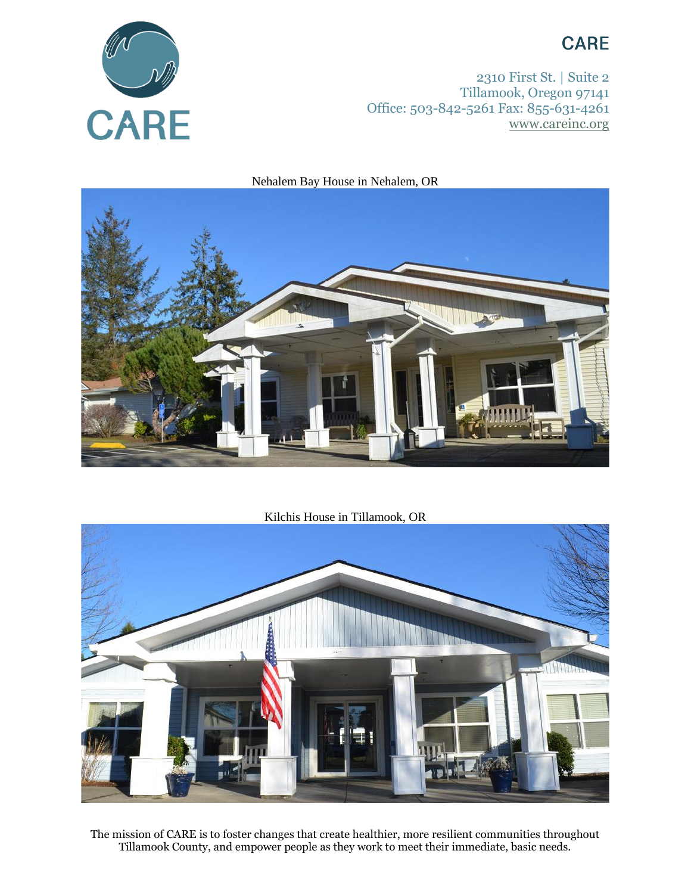CARE

2310 First St. | Suite 2
Tillamook, Oregon 97141
Office: 503-842-5261 Fax: 855-631-4261
www.careinc.org

Nehalem Bay House in Nehalem, OR

Kilchis House in Tillamook, OR

The mission of CARE is to foster changes that create healthier, more resilient communities throughout Tillamook County, and empower people as they work to meet their immediate, basic needs.